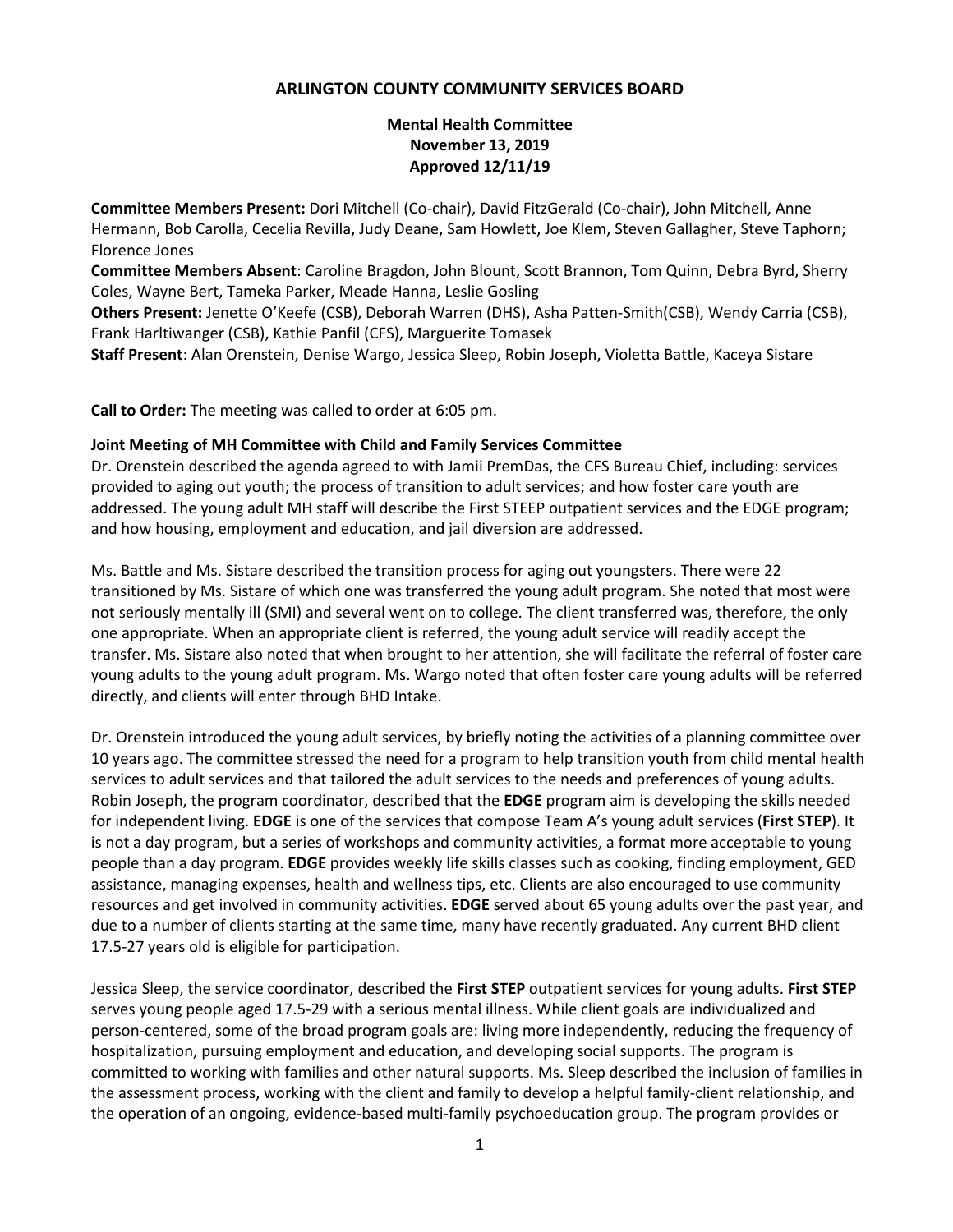# ARLINGTON COUNTY COMMUNITY SERVICES BOARD

## Mental Health Committee
## November 13, 2019
## Approved 12/11/19

**Committee Members Present:** Dori Mitchell (Co-chair), David FitzGerald (Co-chair), John Mitchell, Anne Hermann, Bob Carolla, Cecelia Revilla, Judy Deane, Sam Howlett, Joe Klem, Steven Gallagher, Steve Taphorn; Florence Jones

**Committee Members Absent**: Caroline Bragdon, John Blount, Scott Brannon, Tom Quinn, Debra Byrd, Sherry Coles, Wayne Bert, Tameka Parker, Meade Hanna, Leslie Gosling

**Others Present:** Jenette O'Keefe (CSB), Deborah Warren (DHS), Asha Patten-Smith(CSB), Wendy Carria (CSB), Frank Harltiwanger (CSB), Kathie Panfil (CFS), Marguerite Tomasek

**Staff Present**: Alan Orenstein, Denise Wargo, Jessica Sleep, Robin Joseph, Violetta Battle, Kaceya Sistare

**Call to Order:** The meeting was called to order at 6:05 pm.

**Joint Meeting of MH Committee with Child and Family Services Committee**

Dr. Orenstein described the agenda agreed to with Jamii PremDas, the CFS Bureau Chief, including: services provided to aging out youth; the process of transition to adult services; and how foster care youth are addressed. The young adult MH staff will describe the First STEEP outpatient services and the EDGE program; and how housing, employment and education, and jail diversion are addressed.

Ms. Battle and Ms. Sistare described the transition process for aging out youngsters. There were 22 transitioned by Ms. Sistare of which one was transferred the young adult program. She noted that most were not seriously mentally ill (SMI) and several went on to college. The client transferred was, therefore, the only one appropriate. When an appropriate client is referred, the young adult service will readily accept the transfer. Ms. Sistare also noted that when brought to her attention, she will facilitate the referral of foster care young adults to the young adult program. Ms. Wargo noted that often foster care young adults will be referred directly, and clients will enter through BHD Intake.

Dr. Orenstein introduced the young adult services, by briefly noting the activities of a planning committee over 10 years ago. The committee stressed the need for a program to help transition youth from child mental health services to adult services and that tailored the adult services to the needs and preferences of young adults. Robin Joseph, the program coordinator, described that the **EDGE** program aim is developing the skills needed for independent living. **EDGE** is one of the services that compose Team A's young adult services (**First STEP**). It is not a day program, but a series of workshops and community activities, a format more acceptable to young people than a day program. **EDGE** provides weekly life skills classes such as cooking, finding employment, GED assistance, managing expenses, health and wellness tips, etc. Clients are also encouraged to use community resources and get involved in community activities. **EDGE** served about 65 young adults over the past year, and due to a number of clients starting at the same time, many have recently graduated. Any current BHD client 17.5-27 years old is eligible for participation.

Jessica Sleep, the service coordinator, described the **First STEP** outpatient services for young adults. **First STEP** serves young people aged 17.5-29 with a serious mental illness. While client goals are individualized and person-centered, some of the broad program goals are: living more independently, reducing the frequency of hospitalization, pursuing employment and education, and developing social supports. The program is committed to working with families and other natural supports. Ms. Sleep described the inclusion of families in the assessment process, working with the client and family to develop a helpful family-client relationship, and the operation of an ongoing, evidence-based multi-family psychoeducation group. The program provides or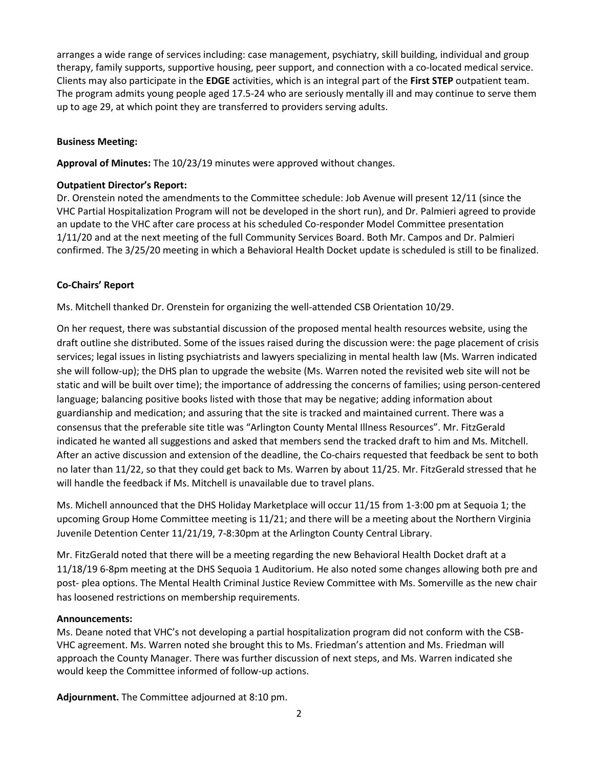arranges a wide range of services including: case management, psychiatry, skill building, individual and group therapy, family supports, supportive housing, peer support, and connection with a co-located medical service. Clients may also participate in the **EDGE** activities, which is an integral part of the **First STEP** outpatient team. The program admits young people aged 17.5-24 who are seriously mentally ill and may continue to serve them up to age 29, at which point they are transferred to providers serving adults.

**Business Meeting:**

**Approval of Minutes:** The 10/23/19 minutes were approved without changes.

**Outpatient Director's Report:**

Dr. Orenstein noted the amendments to the Committee schedule: Job Avenue will present 12/11 (since the VHC Partial Hospitalization Program will not be developed in the short run), and Dr. Palmieri agreed to provide an update to the VHC after care process at his scheduled Co-responder Model Committee presentation 1/11/20 and at the next meeting of the full Community Services Board. Both Mr. Campos and Dr. Palmieri confirmed. The 3/25/20 meeting in which a Behavioral Health Docket update is scheduled is still to be finalized.

**Co-Chairs' Report**

Ms. Mitchell thanked Dr. Orenstein for organizing the well-attended CSB Orientation 10/29.

On her request, there was substantial discussion of the proposed mental health resources website, using the draft outline she distributed. Some of the issues raised during the discussion were: the page placement of crisis services; legal issues in listing psychiatrists and lawyers specializing in mental health law (Ms. Warren indicated she will follow-up); the DHS plan to upgrade the website (Ms. Warren noted the revisited web site will not be static and will be built over time); the importance of addressing the concerns of families; using person-centered language; balancing positive books listed with those that may be negative; adding information about guardianship and medication; and assuring that the site is tracked and maintained current. There was a consensus that the preferable site title was "Arlington County Mental Illness Resources". Mr. FitzGerald indicated he wanted all suggestions and asked that members send the tracked draft to him and Ms. Mitchell. After an active discussion and extension of the deadline, the Co-chairs requested that feedback be sent to both no later than 11/22, so that they could get back to Ms. Warren by about 11/25. Mr. FitzGerald stressed that he will handle the feedback if Ms. Mitchell is unavailable due to travel plans.

Ms. Michell announced that the DHS Holiday Marketplace will occur 11/15 from 1-3:00 pm at Sequoia 1; the upcoming Group Home Committee meeting is 11/21; and there will be a meeting about the Northern Virginia Juvenile Detention Center 11/21/19, 7-8:30pm at the Arlington County Central Library.

Mr. FitzGerald noted that there will be a meeting regarding the new Behavioral Health Docket draft at a 11/18/19 6-8pm meeting at the DHS Sequoia 1 Auditorium. He also noted some changes allowing both pre and post- plea options. The Mental Health Criminal Justice Review Committee with Ms. Somerville as the new chair has loosened restrictions on membership requirements.

**Announcements:**

Ms. Deane noted that VHC's not developing a partial hospitalization program did not conform with the CSB-VHC agreement. Ms. Warren noted she brought this to Ms. Friedman's attention and Ms. Friedman will approach the County Manager. There was further discussion of next steps, and Ms. Warren indicated she would keep the Committee informed of follow-up actions.

**Adjournment.** The Committee adjourned at 8:10 pm.